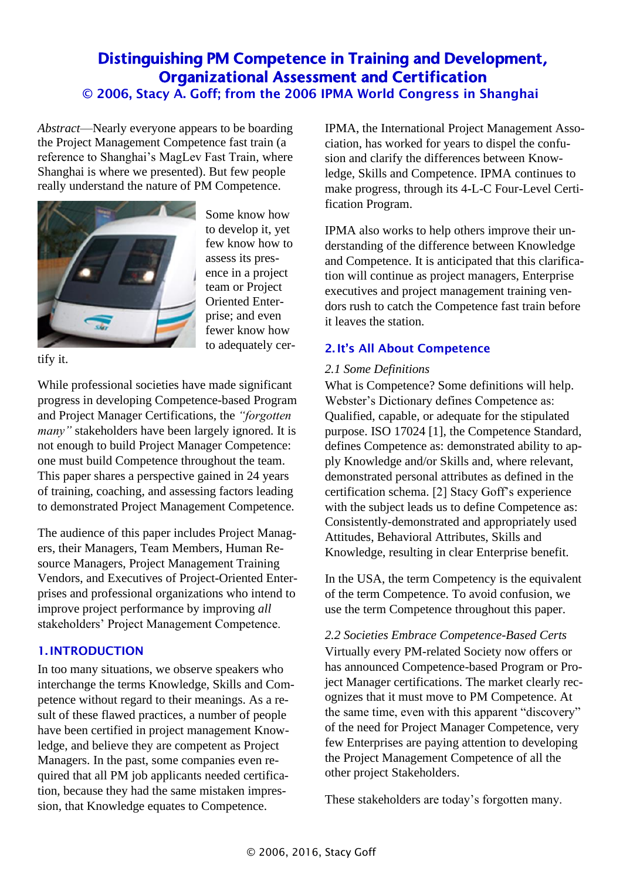# Distinguishing PM Competence in Training and Development, Organizational Assessment and Certification

**© 2006, Stacy A. Goff; from the 2006 IPMA World Congress in Shanghai**

*Abstract*—Nearly everyone appears to be boarding the Project Management Competence fast train (a reference to Shanghai's MagLev Fast Train, where Shanghai is where we presented). But few people really understand the nature of PM Competence.

Some know how to develop it, yet few know how to assess its presence in a project team or Project Oriented Enterprise; and even fewer know how to adequately certify it.

While professional societies have made significant progress in developing Competence-based Program and Project Manager Certifications, the *"forgotten many"* stakeholders have been largely ignored. It is not enough to build Project Manager Competence: one must build Competence throughout the team. This paper shares a perspective gained in 24 years of training, coaching, and assessing factors leading to demonstrated Project Management Competence.

The audience of this paper includes Project Managers, their Managers, Team Members, Human Resource Managers, Project Management Training Vendors, and Executives of Project-Oriented Enterprises and professional organizations who intend to improve project performance by improving *all* stakeholders' Project Management Competence.

## 1. INTRODUCTION

In too many situations, we observe speakers who interchange the terms Knowledge, Skills and Competence without regard to their meanings. As a result of these flawed practices, a number of people have been certified in project management Knowledge, and believe they are competent as Project Managers. In the past, some companies even required that all PM job applicants needed certification, because they had the same mistaken impression, that Knowledge equates to Competence.

IPMA, the International Project Management Association, has worked for years to dispel the confusion and clarify the differences between Knowledge, Skills and Competence. IPMA continues to make progress, through its 4-L-C Four-Level Certification Program.

IPMA also works to help others improve their understanding of the difference between Knowledge and Competence. It is anticipated that this clarification will continue as project managers, Enterprise executives and project management training vendors rush to catch the Competence fast train before it leaves the station.

## 2. It's All About Competence

### *2.1 Some Definitions*

What is Competence? Some definitions will help. Webster's Dictionary defines Competence as: Qualified, capable, or adequate for the stipulated purpose. ISO 17024 [1], the Competence Standard, defines Competence as: demonstrated ability to apply Knowledge and/or Skills and, where relevant, demonstrated personal attributes as defined in the certification schema. [2] Stacy Goff's experience with the subject leads us to define Competence as: Consistently-demonstrated and appropriately used Attitudes, Behavioral Attributes, Skills and Knowledge, resulting in clear Enterprise benefit.

In the USA, the term Competency is the equivalent of the term Competence. To avoid confusion, we use the term Competence throughout this paper.

### *2.2 Societies Embrace Competence-Based Certs*

Virtually every PM-related Society now offers or has announced Competence-based Program or Project Manager certifications. The market clearly recognizes that it must move to PM Competence. At the same time, even with this apparent "discovery" of the need for Project Manager Competence, very few Enterprises are paying attention to developing the Project Management Competence of all the other project Stakeholders.

These stakeholders are today's forgotten many.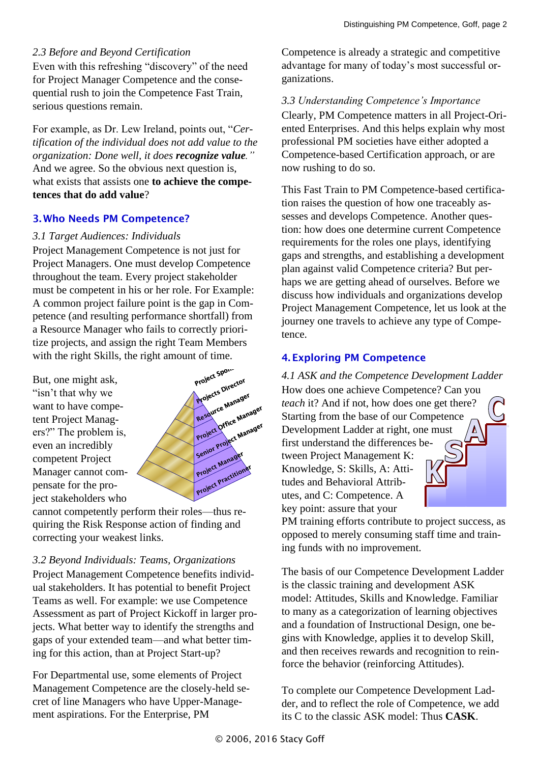*2.3 Before and Beyond Certification*

Even with this refreshing "discovery" of the need for Project Manager Competence and the consequential rush to join the Competence Fast Train, serious questions remain.

For example, as Dr. Lew Ireland, points out, "*Certification of the individual does not add value to the organization: Done well, it does **recognize value**.*" And we agree. So the obvious next question is, what exists that assists one **to achieve the competences that do add value**?

## 3. Who Needs PM Competence?

*3.1 Target Audiences: Individuals*

Project Management Competence is not just for Project Managers. One must develop Competence throughout the team. Every project stakeholder must be competent in his or her role. For Example: A common project failure point is the gap in Competence (and resulting performance shortfall) from a Resource Manager who fails to correctly prioritize projects, and assign the right Team Members with the right Skills, the right amount of time.

But, one might ask, "isn't that why we want to have competent Project Managers?" The problem is, even an incredibly competent Project Manager cannot compensate for the project stakeholders who cannot competently perform their roles—thus requiring the Risk Response action of finding and correcting your weakest links.

*3.2 Beyond Individuals: Teams, Organizations*

Project Management Competence benefits individual stakeholders. It has potential to benefit Project Teams as well. For example: we use Competence Assessment as part of Project Kickoff in larger projects. What better way to identify the strengths and gaps of your extended team—and what better timing for this action, than at Project Start-up?

For Departmental use, some elements of Project Management Competence are the closely-held secret of line Managers who have Upper-Management aspirations. For the Enterprise, PM Competence is already a strategic and competitive advantage for many of today's most successful organizations.

*3.3 Understanding Competence's Importance*

Clearly, PM Competence matters in all Project-Oriented Enterprises. And this helps explain why most professional PM societies have either adopted a Competence-based Certification approach, or are now rushing to do so.

This Fast Train to PM Competence-based certification raises the question of how one traceably assesses and develops Competence. Another question: how does one determine current Competence requirements for the roles one plays, identifying gaps and strengths, and establishing a development plan against valid Competence criteria? But perhaps we are getting ahead of ourselves. Before we discuss how individuals and organizations develop Project Management Competence, let us look at the journey one travels to achieve any type of Competence.

## 4. Exploring PM Competence

*4.1 ASK and the Competence Development Ladder*

How does one achieve Competence? Can you *teach* it? And if not, how does one get there? Starting from the base of our Competence Development Ladder at right, one must first understand the differences between Project Management K: Knowledge, S: Skills, A: Attitudes and Behavioral Attributes, and C: Competence. A key point: assure that your PM training efforts contribute to project success, as opposed to merely consuming staff time and training funds with no improvement.

The basis of our Competence Development Ladder is the classic training and development ASK model: Attitudes, Skills and Knowledge. Familiar to many as a categorization of learning objectives and a foundation of Instructional Design, one begins with Knowledge, applies it to develop Skill, and then receives rewards and recognition to reinforce the behavior (reinforcing Attitudes).

To complete our Competence Development Ladder, and to reflect the role of Competence, we add its C to the classic ASK model: Thus **CASK**.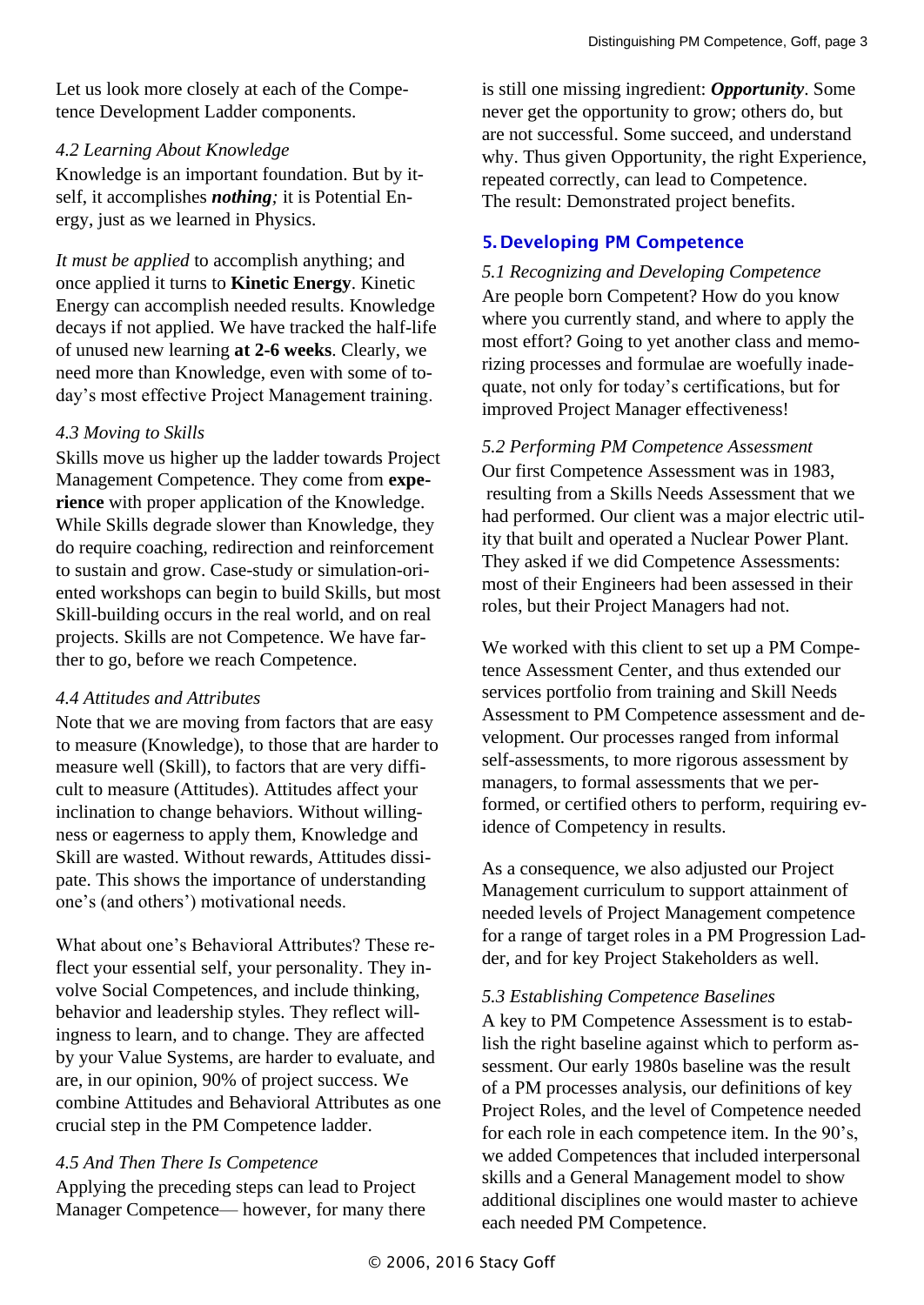Let us look more closely at each of the Competence Development Ladder components.

*4.2 Learning About Knowledge*

Knowledge is an important foundation. But by itself, it accomplishes ***nothing****;* it is Potential Energy, just as we learned in Physics.

*It must be applied* to accomplish anything; and once applied it turns to **Kinetic Energy**. Kinetic Energy can accomplish needed results. Knowledge decays if not applied. We have tracked the half-life of unused new learning **at 2-6 weeks**. Clearly, we need more than Knowledge, even with some of today's most effective Project Management training.

*4.3 Moving to Skills*

Skills move us higher up the ladder towards Project Management Competence. They come from **experience** with proper application of the Knowledge. While Skills degrade slower than Knowledge, they do require coaching, redirection and reinforcement to sustain and grow. Case-study or simulation-oriented workshops can begin to build Skills, but most Skill-building occurs in the real world, and on real projects. Skills are not Competence. We have farther to go, before we reach Competence.

*4.4 Attitudes and Attributes*

Note that we are moving from factors that are easy to measure (Knowledge), to those that are harder to measure well (Skill), to factors that are very difficult to measure (Attitudes). Attitudes affect your inclination to change behaviors. Without willingness or eagerness to apply them, Knowledge and Skill are wasted. Without rewards, Attitudes dissipate. This shows the importance of understanding one's (and others') motivational needs.

What about one's Behavioral Attributes? These reflect your essential self, your personality. They involve Social Competences, and include thinking, behavior and leadership styles. They reflect willingness to learn, and to change. They are affected by your Value Systems, are harder to evaluate, and are, in our opinion, 90% of project success. We combine Attitudes and Behavioral Attributes as one crucial step in the PM Competence ladder.

*4.5 And Then There Is Competence*

Applying the preceding steps can lead to Project Manager Competence— however, for many there is still one missing ingredient: ***Opportunity***. Some never get the opportunity to grow; others do, but are not successful. Some succeed, and understand why. Thus given Opportunity, the right Experience, repeated correctly, can lead to Competence.
The result: Demonstrated project benefits.

## 5. Developing PM Competence

*5.1 Recognizing and Developing Competence*

Are people born Competent? How do you know where you currently stand, and where to apply the most effort? Going to yet another class and memorizing processes and formulae are woefully inadequate, not only for today's certifications, but for improved Project Manager effectiveness!

*5.2 Performing PM Competence Assessment*

Our first Competence Assessment was in 1983, resulting from a Skills Needs Assessment that we had performed. Our client was a major electric utility that built and operated a Nuclear Power Plant. They asked if we did Competence Assessments: most of their Engineers had been assessed in their roles, but their Project Managers had not.

We worked with this client to set up a PM Competence Assessment Center, and thus extended our services portfolio from training and Skill Needs Assessment to PM Competence assessment and development. Our processes ranged from informal self-assessments, to more rigorous assessment by managers, to formal assessments that we performed, or certified others to perform, requiring evidence of Competency in results.

As a consequence, we also adjusted our Project Management curriculum to support attainment of needed levels of Project Management competence for a range of target roles in a PM Progression Ladder, and for key Project Stakeholders as well.

*5.3 Establishing Competence Baselines*

A key to PM Competence Assessment is to establish the right baseline against which to perform assessment. Our early 1980s baseline was the result of a PM processes analysis, our definitions of key Project Roles, and the level of Competence needed for each role in each competence item. In the 90's, we added Competences that included interpersonal skills and a General Management model to show additional disciplines one would master to achieve each needed PM Competence.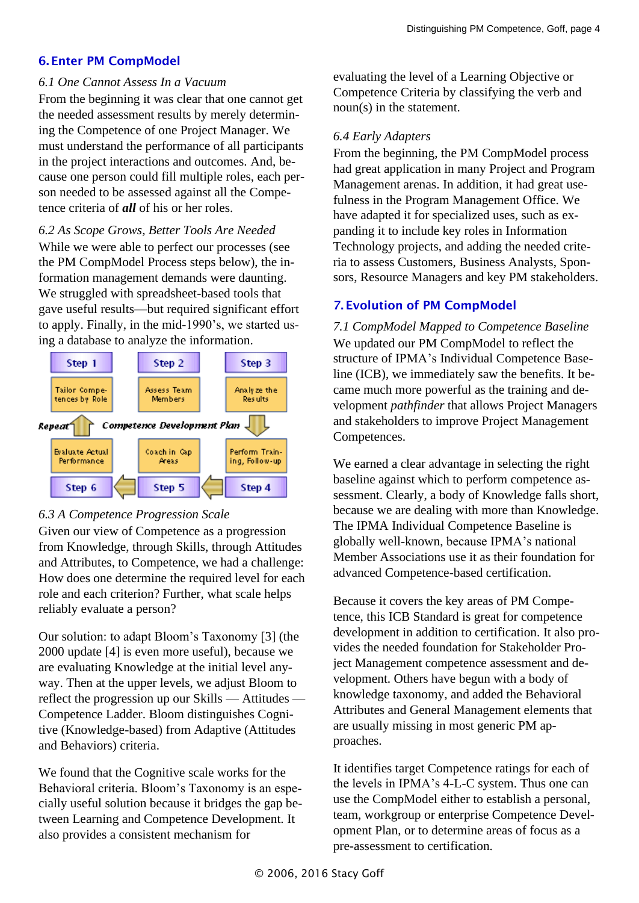## 6. Enter PM CompModel

*6.1 One Cannot Assess In a Vacuum*

From the beginning it was clear that one cannot get the needed assessment results by merely determining the Competence of one Project Manager. We must understand the performance of all participants in the project interactions and outcomes. And, because one person could fill multiple roles, each person needed to be assessed against all the Competence criteria of ***all*** of his or her roles.

*6.2 As Scope Grows, Better Tools Are Needed*

While we were able to perfect our processes (see the PM CompModel Process steps below), the information management demands were daunting. We struggled with spreadsheet-based tools that gave useful results—but required significant effort to apply. Finally, in the mid-1990's, we started using a database to analyze the information.

| Step 1 | Step 2 | Step 3 |
|---|---|---|
| Tailor Competences by Role | Assess Team Members | Analyze the Results |
| Evaluate Actual Performance | Coach in Gap Areas | Perform Training, Follow-up |
| Step 6 | Step 5 | Step 4 |

Repeat — Competence Development Plan

*6.3 A Competence Progression Scale*

Given our view of Competence as a progression from Knowledge, through Skills, through Attitudes and Attributes, to Competence, we had a challenge: How does one determine the required level for each role and each criterion? Further, what scale helps reliably evaluate a person?

Our solution: to adapt Bloom's Taxonomy [3] (the 2000 update [4] is even more useful), because we are evaluating Knowledge at the initial level anyway. Then at the upper levels, we adjust Bloom to reflect the progression up our Skills — Attitudes — Competence Ladder. Bloom distinguishes Cognitive (Knowledge-based) from Adaptive (Attitudes and Behaviors) criteria.

We found that the Cognitive scale works for the Behavioral criteria. Bloom's Taxonomy is an especially useful solution because it bridges the gap between Learning and Competence Development. It also provides a consistent mechanism for evaluating the level of a Learning Objective or Competence Criteria by classifying the verb and noun(s) in the statement.

*6.4 Early Adapters*

From the beginning, the PM CompModel process had great application in many Project and Program Management arenas. In addition, it had great usefulness in the Program Management Office. We have adapted it for specialized uses, such as expanding it to include key roles in Information Technology projects, and adding the needed criteria to assess Customers, Business Analysts, Sponsors, Resource Managers and key PM stakeholders.

## 7. Evolution of PM CompModel

*7.1 CompModel Mapped to Competence Baseline*

We updated our PM CompModel to reflect the structure of IPMA's Individual Competence Baseline (ICB), we immediately saw the benefits. It became much more powerful as the training and development *pathfinder* that allows Project Managers and stakeholders to improve Project Management Competences.

We earned a clear advantage in selecting the right baseline against which to perform competence assessment. Clearly, a body of Knowledge falls short, because we are dealing with more than Knowledge. The IPMA Individual Competence Baseline is globally well-known, because IPMA's national Member Associations use it as their foundation for advanced Competence-based certification.

Because it covers the key areas of PM Competence, this ICB Standard is great for competence development in addition to certification. It also provides the needed foundation for Stakeholder Project Management competence assessment and development. Others have begun with a body of knowledge taxonomy, and added the Behavioral Attributes and General Management elements that are usually missing in most generic PM approaches.

It identifies target Competence ratings for each of the levels in IPMA's 4-L-C system. Thus one can use the CompModel either to establish a personal, team, workgroup or enterprise Competence Development Plan, or to determine areas of focus as a pre-assessment to certification.

© 2006, 2016 Stacy Goff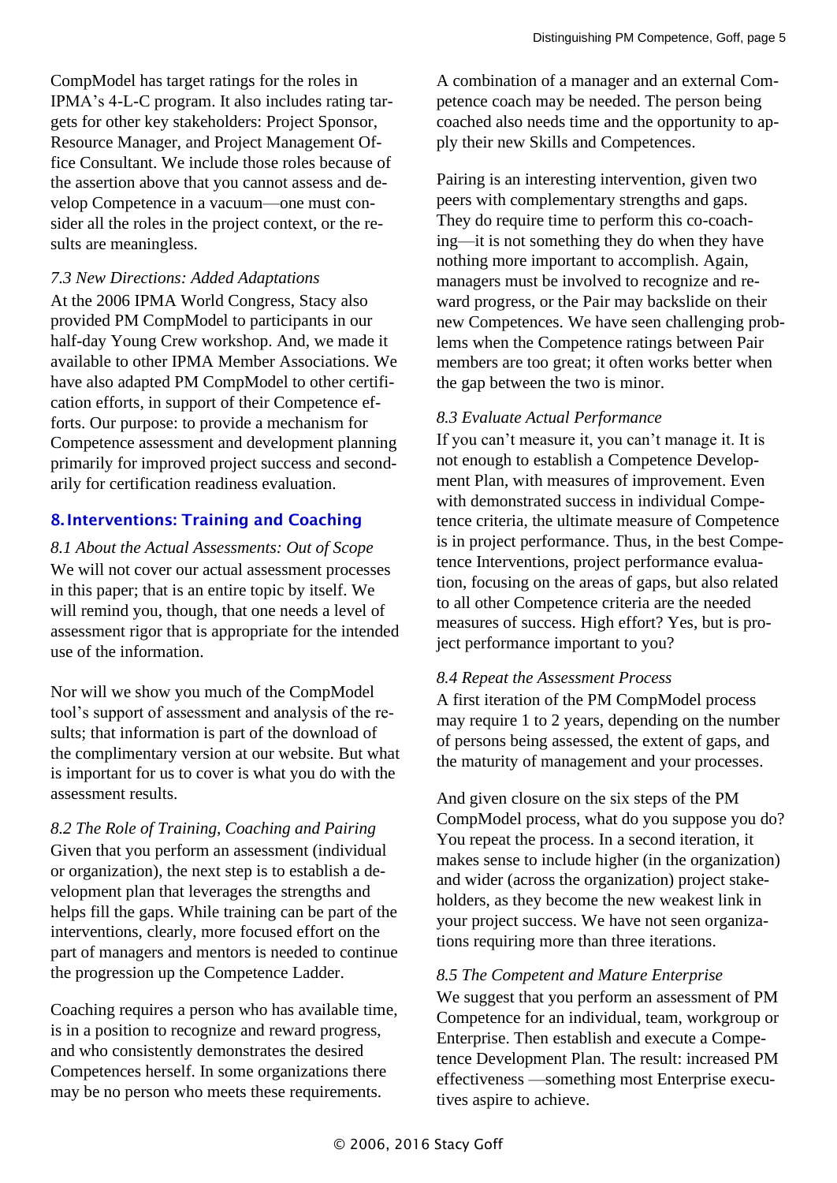CompModel has target ratings for the roles in IPMA's 4-L-C program. It also includes rating targets for other key stakeholders: Project Sponsor, Resource Manager, and Project Management Office Consultant. We include those roles because of the assertion above that you cannot assess and develop Competence in a vacuum—one must consider all the roles in the project context, or the results are meaningless.

*7.3 New Directions: Added Adaptations*

At the 2006 IPMA World Congress, Stacy also provided PM CompModel to participants in our half-day Young Crew workshop. And, we made it available to other IPMA Member Associations. We have also adapted PM CompModel to other certification efforts, in support of their Competence efforts. Our purpose: to provide a mechanism for Competence assessment and development planning primarily for improved project success and secondarily for certification readiness evaluation.

## 8. Interventions: Training and Coaching

*8.1 About the Actual Assessments: Out of Scope*

We will not cover our actual assessment processes in this paper; that is an entire topic by itself. We will remind you, though, that one needs a level of assessment rigor that is appropriate for the intended use of the information.

Nor will we show you much of the CompModel tool's support of assessment and analysis of the results; that information is part of the download of the complimentary version at our website. But what is important for us to cover is what you do with the assessment results.

*8.2 The Role of Training, Coaching and Pairing*

Given that you perform an assessment (individual or organization), the next step is to establish a development plan that leverages the strengths and helps fill the gaps. While training can be part of the interventions, clearly, more focused effort on the part of managers and mentors is needed to continue the progression up the Competence Ladder.

Coaching requires a person who has available time, is in a position to recognize and reward progress, and who consistently demonstrates the desired Competences herself. In some organizations there may be no person who meets these requirements. A combination of a manager and an external Competence coach may be needed. The person being coached also needs time and the opportunity to apply their new Skills and Competences.

Pairing is an interesting intervention, given two peers with complementary strengths and gaps. They do require time to perform this co-coaching—it is not something they do when they have nothing more important to accomplish. Again, managers must be involved to recognize and reward progress, or the Pair may backslide on their new Competences. We have seen challenging problems when the Competence ratings between Pair members are too great; it often works better when the gap between the two is minor.

*8.3 Evaluate Actual Performance*

If you can't measure it, you can't manage it. It is not enough to establish a Competence Development Plan, with measures of improvement. Even with demonstrated success in individual Competence criteria, the ultimate measure of Competence is in project performance. Thus, in the best Competence Interventions, project performance evaluation, focusing on the areas of gaps, but also related to all other Competence criteria are the needed measures of success. High effort? Yes, but is project performance important to you?

*8.4 Repeat the Assessment Process*

A first iteration of the PM CompModel process may require 1 to 2 years, depending on the number of persons being assessed, the extent of gaps, and the maturity of management and your processes.

And given closure on the six steps of the PM CompModel process, what do you suppose you do? You repeat the process. In a second iteration, it makes sense to include higher (in the organization) and wider (across the organization) project stakeholders, as they become the new weakest link in your project success. We have not seen organizations requiring more than three iterations.

*8.5 The Competent and Mature Enterprise*

We suggest that you perform an assessment of PM Competence for an individual, team, workgroup or Enterprise. Then establish and execute a Competence Development Plan. The result: increased PM effectiveness —something most Enterprise executives aspire to achieve.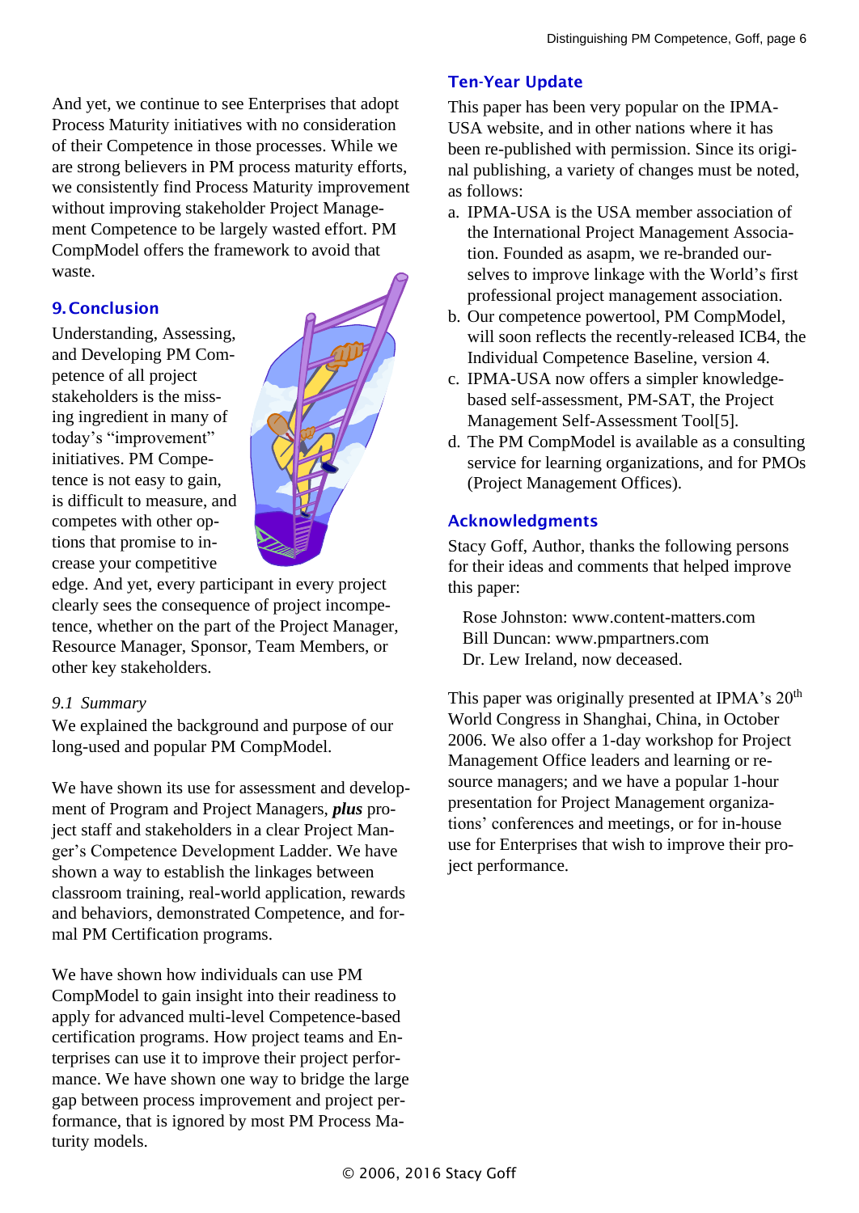And yet, we continue to see Enterprises that adopt Process Maturity initiatives with no consideration of their Competence in those processes. While we are strong believers in PM process maturity efforts, we consistently find Process Maturity improvement without improving stakeholder Project Management Competence to be largely wasted effort. PM CompModel offers the framework to avoid that waste.

## 9. Conclusion

Understanding, Assessing, and Developing PM Competence of all project stakeholders is the missing ingredient in many of today's "improvement" initiatives. PM Competence is not easy to gain, is difficult to measure, and competes with other options that promise to increase your competitive edge. And yet, every participant in every project clearly sees the consequence of project incompetence, whether on the part of the Project Manager, Resource Manager, Sponsor, Team Members, or other key stakeholders.

### *9.1 Summary*

We explained the background and purpose of our long-used and popular PM CompModel.

We have shown its use for assessment and development of Program and Project Managers, ***plus*** project staff and stakeholders in a clear Project Manager's Competence Development Ladder. We have shown a way to establish the linkages between classroom training, real-world application, rewards and behaviors, demonstrated Competence, and formal PM Certification programs.

We have shown how individuals can use PM CompModel to gain insight into their readiness to apply for advanced multi-level Competence-based certification programs. How project teams and Enterprises can use it to improve their project performance. We have shown one way to bridge the large gap between process improvement and project performance, that is ignored by most PM Process Maturity models.

## Ten-Year Update

This paper has been very popular on the IPMA-USA website, and in other nations where it has been re-published with permission. Since its original publishing, a variety of changes must be noted, as follows:

a. IPMA-USA is the USA member association of the International Project Management Association. Founded as asapm, we re-branded ourselves to improve linkage with the World's first professional project management association.
b. Our competence powertool, PM CompModel, will soon reflects the recently-released ICB4, the Individual Competence Baseline, version 4.
c. IPMA-USA now offers a simpler knowledge-based self-assessment, PM-SAT, the Project Management Self-Assessment Tool[5].
d. The PM CompModel is available as a consulting service for learning organizations, and for PMOs (Project Management Offices).

## Acknowledgments

Stacy Goff, Author, thanks the following persons for their ideas and comments that helped improve this paper:

Rose Johnston: www.content-matters.com  
Bill Duncan: www.pmpartners.com  
Dr. Lew Ireland, now deceased.

This paper was originally presented at IPMA's 20th World Congress in Shanghai, China, in October 2006. We also offer a 1-day workshop for Project Management Office leaders and learning or resource managers; and we have a popular 1-hour presentation for Project Management organizations' conferences and meetings, or for in-house use for Enterprises that wish to improve their project performance.

© 2006, 2016 Stacy Goff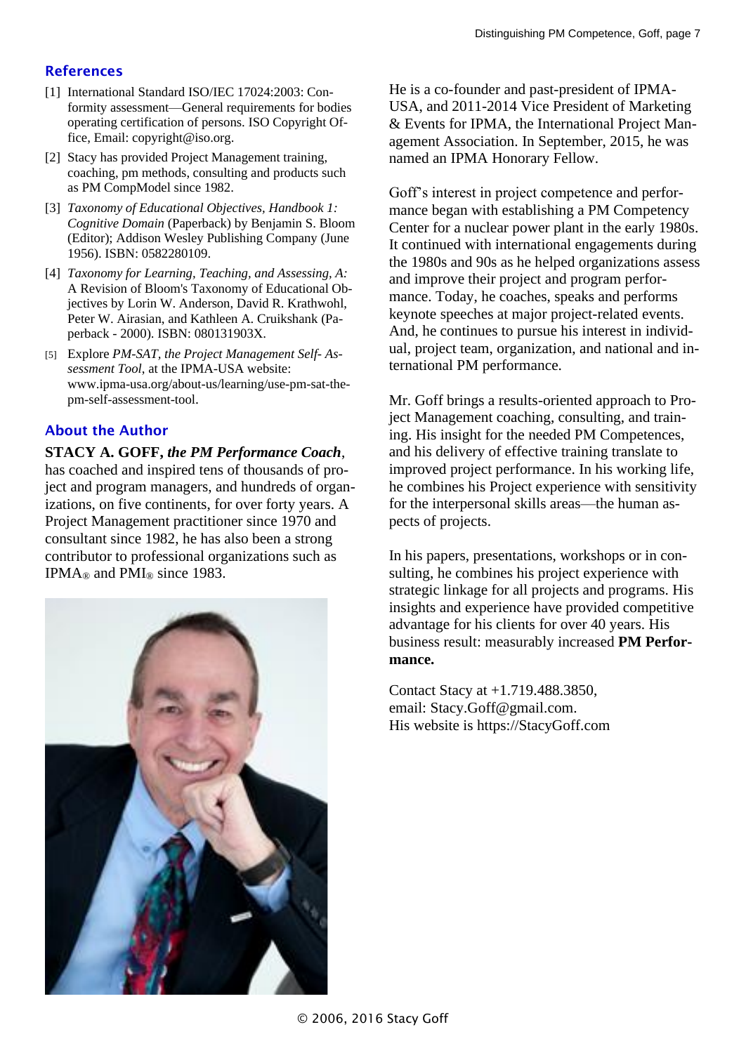## References

[1] International Standard ISO/IEC 17024:2003: Conformity assessment—General requirements for bodies operating certification of persons. ISO Copyright Office, Email: copyright@iso.org.

[2] Stacy has provided Project Management training, coaching, pm methods, consulting and products such as PM CompModel since 1982.

[3] *Taxonomy of Educational Objectives, Handbook 1: Cognitive Domain* (Paperback) by Benjamin S. Bloom (Editor); Addison Wesley Publishing Company (June 1956). ISBN: 0582280109.

[4] *Taxonomy for Learning, Teaching, and Assessing, A:* A Revision of Bloom's Taxonomy of Educational Objectives by Lorin W. Anderson, David R. Krathwohl, Peter W. Airasian, and Kathleen A. Cruikshank (Paperback - 2000). ISBN: 080131903X.

[5] Explore *PM-SAT, the Project Management Self- Assessment Tool*, at the IPMA-USA website: www.ipma-usa.org/about-us/learning/use-pm-sat-the-pm-self-assessment-tool.

## About the Author

**STACY A. GOFF,** ***the PM Performance Coach***, has coached and inspired tens of thousands of project and program managers, and hundreds of organizations, on five continents, for over forty years. A Project Management practitioner since 1970 and consultant since 1982, he has also been a strong contributor to professional organizations such as IPMA® and PMI® since 1983.

He is a co-founder and past-president of IPMA-USA, and 2011-2014 Vice President of Marketing & Events for IPMA, the International Project Management Association. In September, 2015, he was named an IPMA Honorary Fellow.

Goff's interest in project competence and performance began with establishing a PM Competency Center for a nuclear power plant in the early 1980s. It continued with international engagements during the 1980s and 90s as he helped organizations assess and improve their project and program performance. Today, he coaches, speaks and performs keynote speeches at major project-related events. And, he continues to pursue his interest in individual, project team, organization, and national and international PM performance.

Mr. Goff brings a results-oriented approach to Project Management coaching, consulting, and training. His insight for the needed PM Competences, and his delivery of effective training translate to improved project performance. In his working life, he combines his Project experience with sensitivity for the interpersonal skills areas—the human aspects of projects.

In his papers, presentations, workshops or in consulting, he combines his project experience with strategic linkage for all projects and programs. His insights and experience have provided competitive advantage for his clients for over 40 years. His business result: measurably increased **PM Performance.**

Contact Stacy at +1.719.488.3850,
email: Stacy.Goff@gmail.com.
His website is https://StacyGoff.com

© 2006, 2016 Stacy Goff